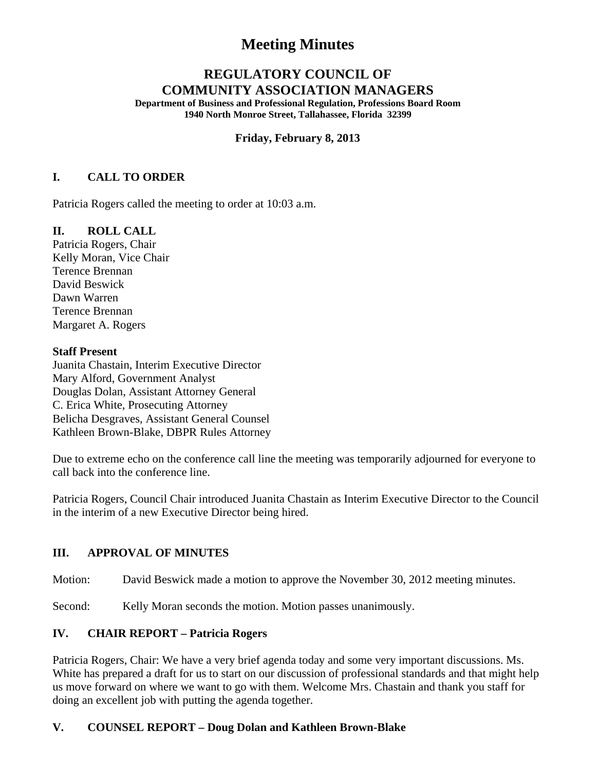# Meeting Minutes

## REGULATORY COUNCIL OF COMMUNITY ASSOCIATION MANAGERS

**Department of Business and Professional Regulation, Professions Board Room**
**1940 North Monroe Street, Tallahassee, Florida 32399**

**Friday, February 8, 2013**

### I. CALL TO ORDER

Patricia Rogers called the meeting to order at 10:03 a.m.

### II. ROLL CALL

Patricia Rogers, Chair
Kelly Moran, Vice Chair
Terence Brennan
David Beswick
Dawn Warren
Terence Brennan
Margaret A. Rogers

**Staff Present**

Juanita Chastain, Interim Executive Director
Mary Alford, Government Analyst
Douglas Dolan, Assistant Attorney General
C. Erica White, Prosecuting Attorney
Belicha Desgraves, Assistant General Counsel
Kathleen Brown-Blake, DBPR Rules Attorney

Due to extreme echo on the conference call line the meeting was temporarily adjourned for everyone to call back into the conference line.

Patricia Rogers, Council Chair introduced Juanita Chastain as Interim Executive Director to the Council in the interim of a new Executive Director being hired.

### III. APPROVAL OF MINUTES

Motion: David Beswick made a motion to approve the November 30, 2012 meeting minutes.

Second: Kelly Moran seconds the motion. Motion passes unanimously.

### IV. CHAIR REPORT – Patricia Rogers

Patricia Rogers, Chair: We have a very brief agenda today and some very important discussions. Ms. White has prepared a draft for us to start on our discussion of professional standards and that might help us move forward on where we want to go with them. Welcome Mrs. Chastain and thank you staff for doing an excellent job with putting the agenda together.

### V. COUNSEL REPORT – Doug Dolan and Kathleen Brown-Blake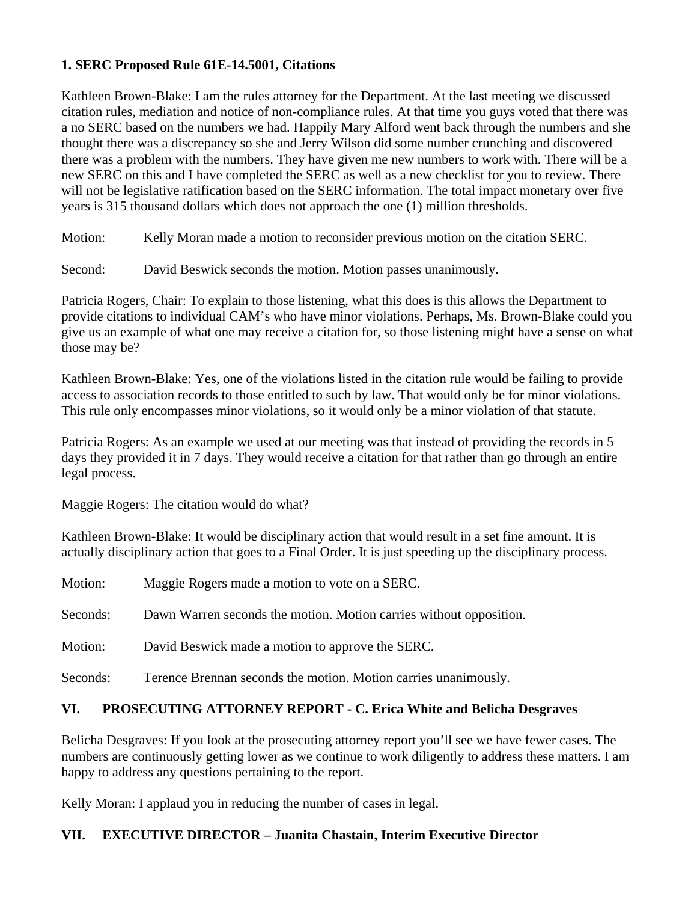**1. SERC Proposed Rule 61E-14.5001, Citations**

Kathleen Brown-Blake: I am the rules attorney for the Department. At the last meeting we discussed citation rules, mediation and notice of non-compliance rules. At that time you guys voted that there was a no SERC based on the numbers we had. Happily Mary Alford went back through the numbers and she thought there was a discrepancy so she and Jerry Wilson did some number crunching and discovered there was a problem with the numbers. They have given me new numbers to work with. There will be a new SERC on this and I have completed the SERC as well as a new checklist for you to review. There will not be legislative ratification based on the SERC information. The total impact monetary over five years is 315 thousand dollars which does not approach the one (1) million thresholds.

Motion: Kelly Moran made a motion to reconsider previous motion on the citation SERC.

Second: David Beswick seconds the motion. Motion passes unanimously.

Patricia Rogers, Chair: To explain to those listening, what this does is this allows the Department to provide citations to individual CAM's who have minor violations. Perhaps, Ms. Brown-Blake could you give us an example of what one may receive a citation for, so those listening might have a sense on what those may be?

Kathleen Brown-Blake: Yes, one of the violations listed in the citation rule would be failing to provide access to association records to those entitled to such by law. That would only be for minor violations. This rule only encompasses minor violations, so it would only be a minor violation of that statute.

Patricia Rogers: As an example we used at our meeting was that instead of providing the records in 5 days they provided it in 7 days. They would receive a citation for that rather than go through an entire legal process.

Maggie Rogers: The citation would do what?

Kathleen Brown-Blake: It would be disciplinary action that would result in a set fine amount. It is actually disciplinary action that goes to a Final Order. It is just speeding up the disciplinary process.

Motion: Maggie Rogers made a motion to vote on a SERC.

Seconds: Dawn Warren seconds the motion. Motion carries without opposition.

Motion: David Beswick made a motion to approve the SERC.

Seconds: Terence Brennan seconds the motion. Motion carries unanimously.

## VI. PROSECUTING ATTORNEY REPORT - C. Erica White and Belicha Desgraves

Belicha Desgraves: If you look at the prosecuting attorney report you'll see we have fewer cases. The numbers are continuously getting lower as we continue to work diligently to address these matters. I am happy to address any questions pertaining to the report.

Kelly Moran: I applaud you in reducing the number of cases in legal.

## VII. EXECUTIVE DIRECTOR – Juanita Chastain, Interim Executive Director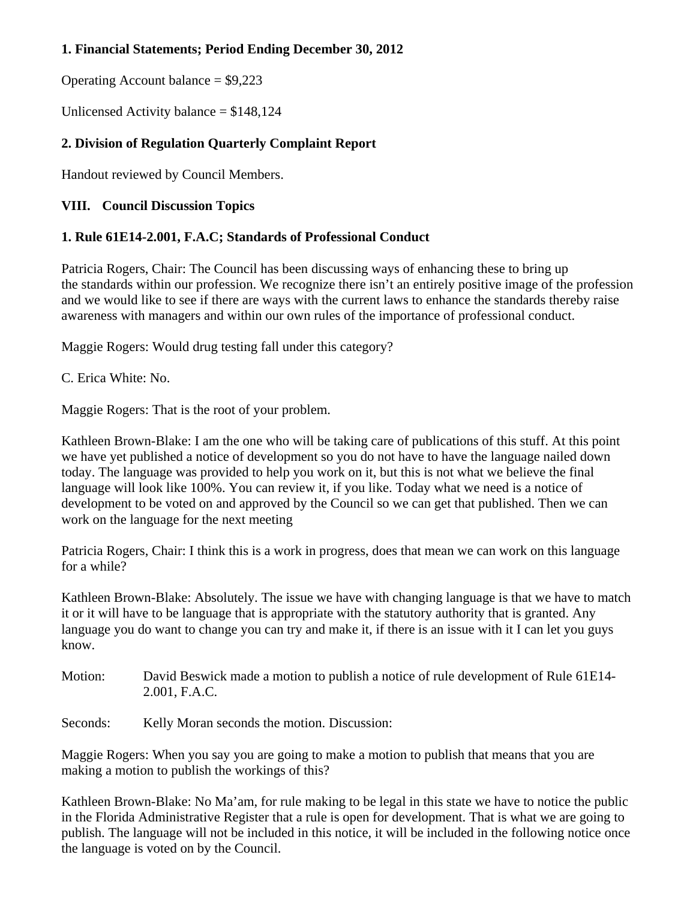**1. Financial Statements; Period Ending December 30, 2012**

Operating Account balance = $9,223

Unlicensed Activity balance = $148,124

**2. Division of Regulation Quarterly Complaint Report**

Handout reviewed by Council Members.

**VIII. Council Discussion Topics**

**1. Rule 61E14-2.001, F.A.C; Standards of Professional Conduct**

Patricia Rogers, Chair: The Council has been discussing ways of enhancing these to bring up the standards within our profession. We recognize there isn't an entirely positive image of the profession and we would like to see if there are ways with the current laws to enhance the standards thereby raise awareness with managers and within our own rules of the importance of professional conduct.

Maggie Rogers: Would drug testing fall under this category?

C. Erica White: No.

Maggie Rogers: That is the root of your problem.

Kathleen Brown-Blake: I am the one who will be taking care of publications of this stuff. At this point we have yet published a notice of development so you do not have to have the language nailed down today. The language was provided to help you work on it, but this is not what we believe the final language will look like 100%. You can review it, if you like. Today what we need is a notice of development to be voted on and approved by the Council so we can get that published. Then we can work on the language for the next meeting

Patricia Rogers, Chair: I think this is a work in progress, does that mean we can work on this language for a while?

Kathleen Brown-Blake: Absolutely. The issue we have with changing language is that we have to match it or it will have to be language that is appropriate with the statutory authority that is granted. Any language you do want to change you can try and make it, if there is an issue with it I can let you guys know.

Motion: David Beswick made a motion to publish a notice of rule development of Rule 61E14-2.001, F.A.C.

Seconds: Kelly Moran seconds the motion. Discussion:

Maggie Rogers: When you say you are going to make a motion to publish that means that you are making a motion to publish the workings of this?

Kathleen Brown-Blake: No Ma'am, for rule making to be legal in this state we have to notice the public in the Florida Administrative Register that a rule is open for development. That is what we are going to publish. The language will not be included in this notice, it will be included in the following notice once the language is voted on by the Council.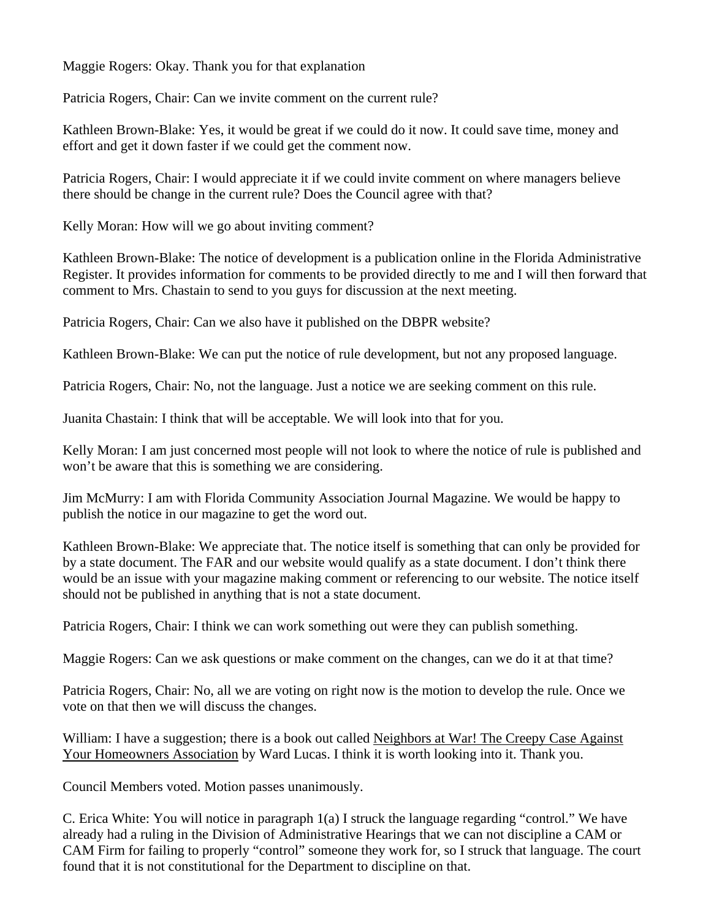Maggie Rogers: Okay. Thank you for that explanation

Patricia Rogers, Chair: Can we invite comment on the current rule?

Kathleen Brown-Blake: Yes, it would be great if we could do it now. It could save time, money and effort and get it down faster if we could get the comment now.

Patricia Rogers, Chair: I would appreciate it if we could invite comment on where managers believe there should be change in the current rule? Does the Council agree with that?

Kelly Moran: How will we go about inviting comment?

Kathleen Brown-Blake: The notice of development is a publication online in the Florida Administrative Register. It provides information for comments to be provided directly to me and I will then forward that comment to Mrs. Chastain to send to you guys for discussion at the next meeting.

Patricia Rogers, Chair: Can we also have it published on the DBPR website?

Kathleen Brown-Blake: We can put the notice of rule development, but not any proposed language.

Patricia Rogers, Chair: No, not the language. Just a notice we are seeking comment on this rule.

Juanita Chastain: I think that will be acceptable. We will look into that for you.

Kelly Moran: I am just concerned most people will not look to where the notice of rule is published and won't be aware that this is something we are considering.

Jim McMurry: I am with Florida Community Association Journal Magazine. We would be happy to publish the notice in our magazine to get the word out.

Kathleen Brown-Blake: We appreciate that. The notice itself is something that can only be provided for by a state document. The FAR and our website would qualify as a state document. I don't think there would be an issue with your magazine making comment or referencing to our website. The notice itself should not be published in anything that is not a state document.

Patricia Rogers, Chair: I think we can work something out were they can publish something.

Maggie Rogers: Can we ask questions or make comment on the changes, can we do it at that time?

Patricia Rogers, Chair: No, all we are voting on right now is the motion to develop the rule. Once we vote on that then we will discuss the changes.

William: I have a suggestion; there is a book out called Neighbors at War! The Creepy Case Against Your Homeowners Association by Ward Lucas. I think it is worth looking into it. Thank you.

Council Members voted. Motion passes unanimously.

C. Erica White: You will notice in paragraph 1(a) I struck the language regarding "control." We have already had a ruling in the Division of Administrative Hearings that we can not discipline a CAM or CAM Firm for failing to properly "control" someone they work for, so I struck that language. The court found that it is not constitutional for the Department to discipline on that.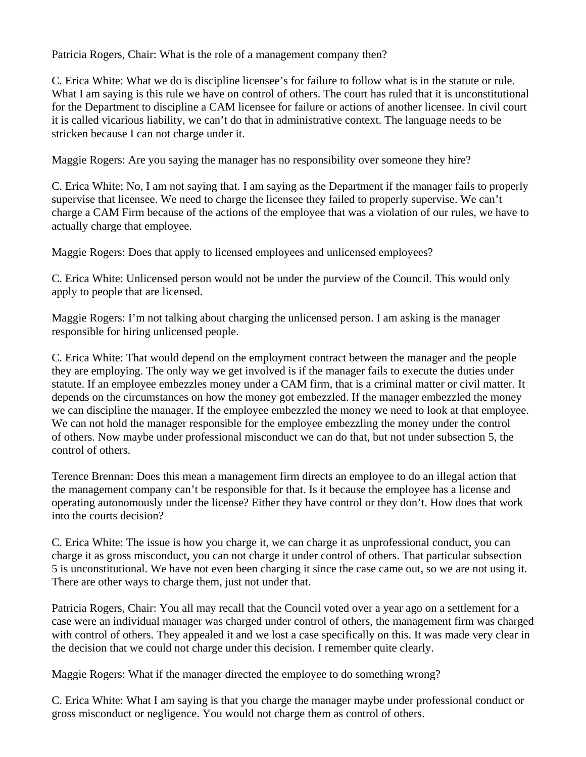Patricia Rogers, Chair: What is the role of a management company then?

C. Erica White: What we do is discipline licensee's for failure to follow what is in the statute or rule. What I am saying is this rule we have on control of others. The court has ruled that it is unconstitutional for the Department to discipline a CAM licensee for failure or actions of another licensee. In civil court it is called vicarious liability, we can't do that in administrative context. The language needs to be stricken because I can not charge under it.

Maggie Rogers: Are you saying the manager has no responsibility over someone they hire?

C. Erica White; No, I am not saying that. I am saying as the Department if the manager fails to properly supervise that licensee. We need to charge the licensee they failed to properly supervise. We can't charge a CAM Firm because of the actions of the employee that was a violation of our rules, we have to actually charge that employee.

Maggie Rogers: Does that apply to licensed employees and unlicensed employees?

C. Erica White: Unlicensed person would not be under the purview of the Council. This would only apply to people that are licensed.

Maggie Rogers: I'm not talking about charging the unlicensed person. I am asking is the manager responsible for hiring unlicensed people.

C. Erica White: That would depend on the employment contract between the manager and the people they are employing. The only way we get involved is if the manager fails to execute the duties under statute. If an employee embezzles money under a CAM firm, that is a criminal matter or civil matter. It depends on the circumstances on how the money got embezzled. If the manager embezzled the money we can discipline the manager. If the employee embezzled the money we need to look at that employee. We can not hold the manager responsible for the employee embezzling the money under the control of others. Now maybe under professional misconduct we can do that, but not under subsection 5, the control of others.

Terence Brennan: Does this mean a management firm directs an employee to do an illegal action that the management company can't be responsible for that. Is it because the employee has a license and operating autonomously under the license? Either they have control or they don't. How does that work into the courts decision?

C. Erica White: The issue is how you charge it, we can charge it as unprofessional conduct, you can charge it as gross misconduct, you can not charge it under control of others. That particular subsection 5 is unconstitutional. We have not even been charging it since the case came out, so we are not using it. There are other ways to charge them, just not under that.

Patricia Rogers, Chair: You all may recall that the Council voted over a year ago on a settlement for a case were an individual manager was charged under control of others, the management firm was charged with control of others. They appealed it and we lost a case specifically on this. It was made very clear in the decision that we could not charge under this decision. I remember quite clearly.

Maggie Rogers: What if the manager directed the employee to do something wrong?

C. Erica White: What I am saying is that you charge the manager maybe under professional conduct or gross misconduct or negligence. You would not charge them as control of others.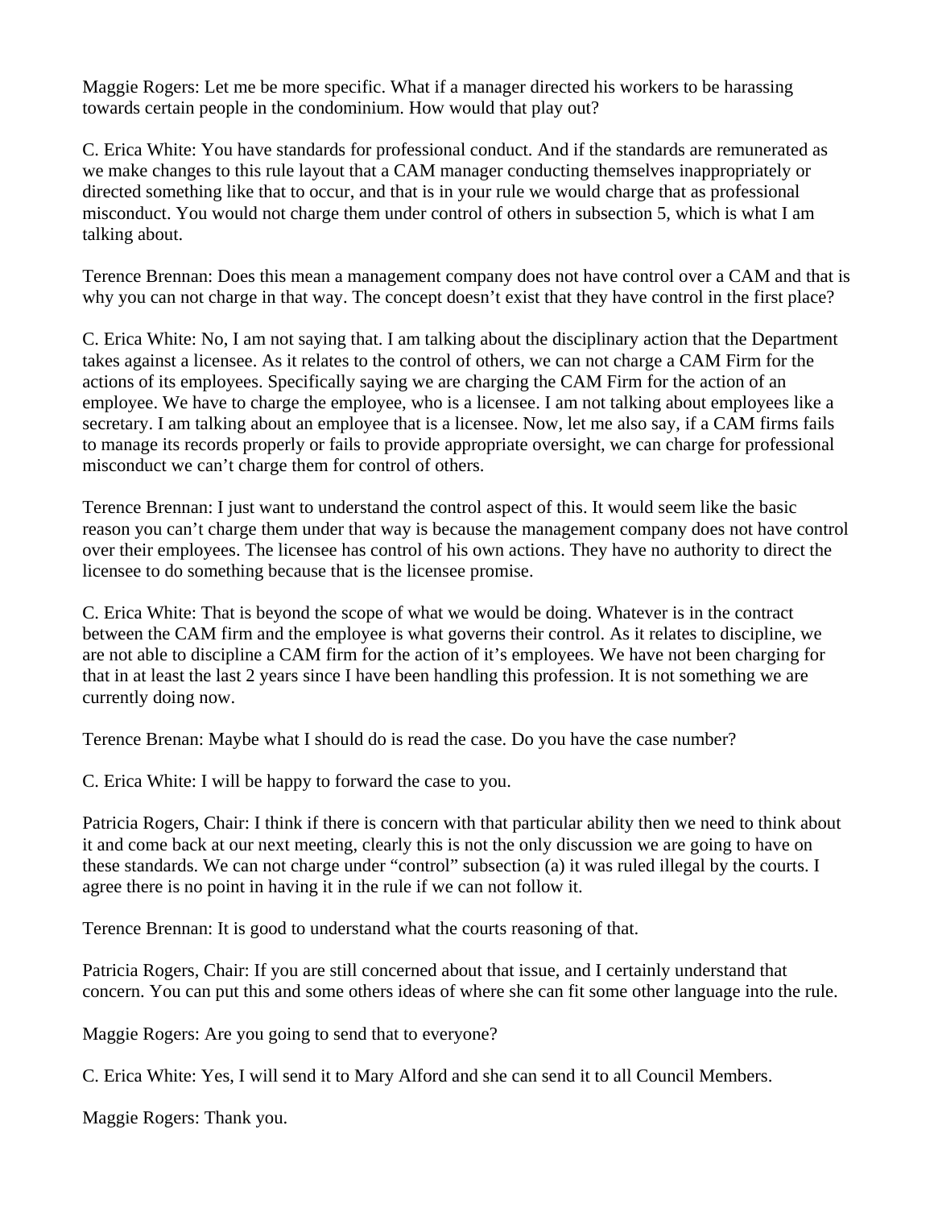Maggie Rogers: Let me be more specific. What if a manager directed his workers to be harassing towards certain people in the condominium. How would that play out?

C. Erica White: You have standards for professional conduct. And if the standards are remunerated as we make changes to this rule layout that a CAM manager conducting themselves inappropriately or directed something like that to occur, and that is in your rule we would charge that as professional misconduct. You would not charge them under control of others in subsection 5, which is what I am talking about.

Terence Brennan: Does this mean a management company does not have control over a CAM and that is why you can not charge in that way. The concept doesn't exist that they have control in the first place?

C. Erica White: No, I am not saying that. I am talking about the disciplinary action that the Department takes against a licensee. As it relates to the control of others, we can not charge a CAM Firm for the actions of its employees. Specifically saying we are charging the CAM Firm for the action of an employee. We have to charge the employee, who is a licensee. I am not talking about employees like a secretary. I am talking about an employee that is a licensee. Now, let me also say, if a CAM firms fails to manage its records properly or fails to provide appropriate oversight, we can charge for professional misconduct we can't charge them for control of others.

Terence Brennan: I just want to understand the control aspect of this. It would seem like the basic reason you can't charge them under that way is because the management company does not have control over their employees. The licensee has control of his own actions. They have no authority to direct the licensee to do something because that is the licensee promise.

C. Erica White: That is beyond the scope of what we would be doing. Whatever is in the contract between the CAM firm and the employee is what governs their control. As it relates to discipline, we are not able to discipline a CAM firm for the action of it's employees. We have not been charging for that in at least the last 2 years since I have been handling this profession. It is not something we are currently doing now.

Terence Brenan: Maybe what I should do is read the case. Do you have the case number?

C. Erica White: I will be happy to forward the case to you.

Patricia Rogers, Chair: I think if there is concern with that particular ability then we need to think about it and come back at our next meeting, clearly this is not the only discussion we are going to have on these standards. We can not charge under "control" subsection (a) it was ruled illegal by the courts. I agree there is no point in having it in the rule if we can not follow it.

Terence Brennan: It is good to understand what the courts reasoning of that.

Patricia Rogers, Chair: If you are still concerned about that issue, and I certainly understand that concern. You can put this and some others ideas of where she can fit some other language into the rule.

Maggie Rogers: Are you going to send that to everyone?

C. Erica White: Yes, I will send it to Mary Alford and she can send it to all Council Members.

Maggie Rogers: Thank you.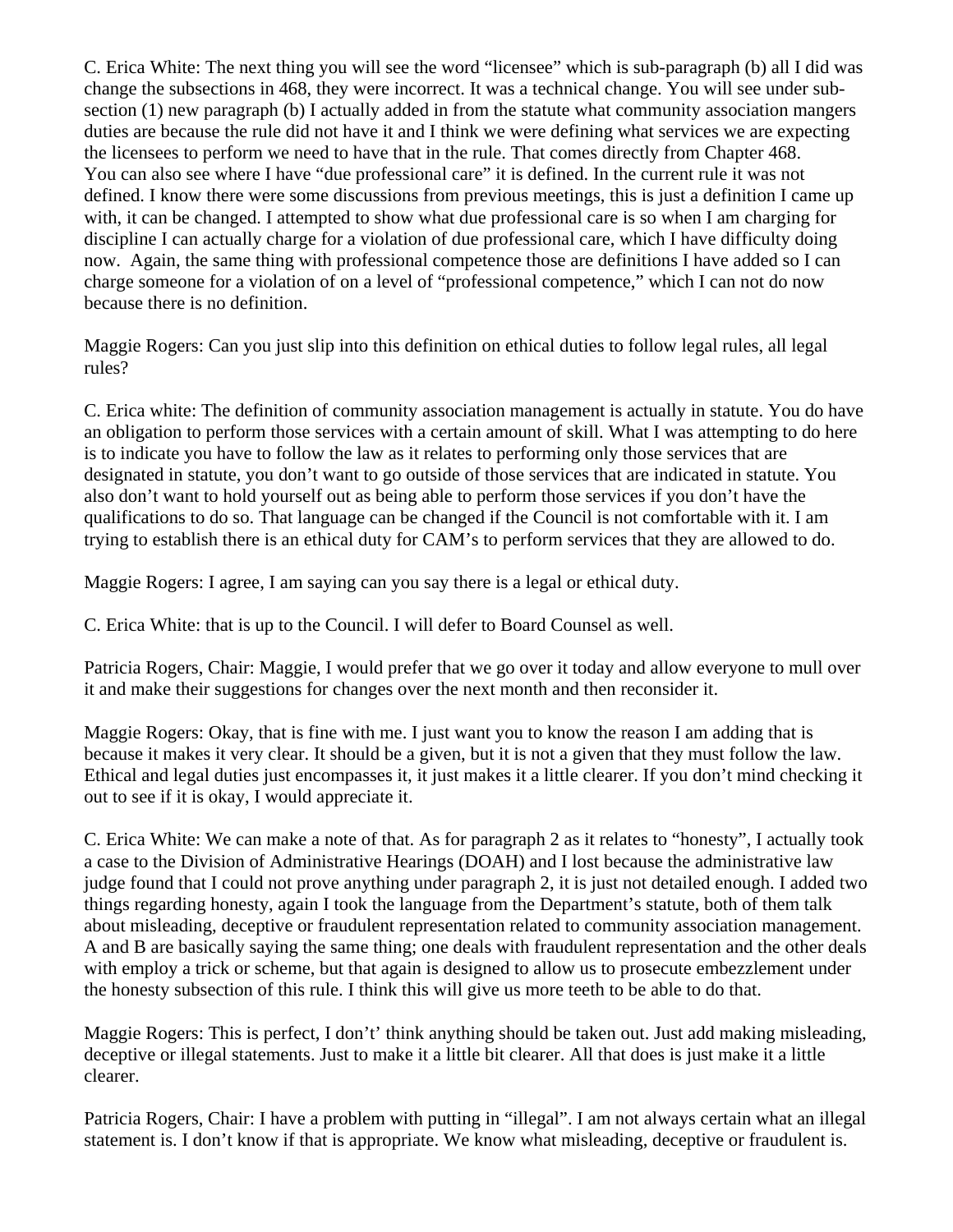C. Erica White: The next thing you will see the word "licensee" which is sub-paragraph (b) all I did was change the subsections in 468, they were incorrect. It was a technical change. You will see under sub-section (1) new paragraph (b) I actually added in from the statute what community association mangers duties are because the rule did not have it and I think we were defining what services we are expecting the licensees to perform we need to have that in the rule. That comes directly from Chapter 468. You can also see where I have "due professional care" it is defined. In the current rule it was not defined. I know there were some discussions from previous meetings, this is just a definition I came up with, it can be changed. I attempted to show what due professional care is so when I am charging for discipline I can actually charge for a violation of due professional care, which I have difficulty doing now. Again, the same thing with professional competence those are definitions I have added so I can charge someone for a violation of on a level of "professional competence," which I can not do now because there is no definition.

Maggie Rogers: Can you just slip into this definition on ethical duties to follow legal rules, all legal rules?

C. Erica white: The definition of community association management is actually in statute. You do have an obligation to perform those services with a certain amount of skill. What I was attempting to do here is to indicate you have to follow the law as it relates to performing only those services that are designated in statute, you don't want to go outside of those services that are indicated in statute. You also don't want to hold yourself out as being able to perform those services if you don't have the qualifications to do so. That language can be changed if the Council is not comfortable with it. I am trying to establish there is an ethical duty for CAM's to perform services that they are allowed to do.

Maggie Rogers: I agree, I am saying can you say there is a legal or ethical duty.

C. Erica White: that is up to the Council. I will defer to Board Counsel as well.

Patricia Rogers, Chair: Maggie, I would prefer that we go over it today and allow everyone to mull over it and make their suggestions for changes over the next month and then reconsider it.

Maggie Rogers: Okay, that is fine with me. I just want you to know the reason I am adding that is because it makes it very clear. It should be a given, but it is not a given that they must follow the law. Ethical and legal duties just encompasses it, it just makes it a little clearer. If you don't mind checking it out to see if it is okay, I would appreciate it.

C. Erica White: We can make a note of that. As for paragraph 2 as it relates to "honesty", I actually took a case to the Division of Administrative Hearings (DOAH) and I lost because the administrative law judge found that I could not prove anything under paragraph 2, it is just not detailed enough. I added two things regarding honesty, again I took the language from the Department's statute, both of them talk about misleading, deceptive or fraudulent representation related to community association management. A and B are basically saying the same thing; one deals with fraudulent representation and the other deals with employ a trick or scheme, but that again is designed to allow us to prosecute embezzlement under the honesty subsection of this rule. I think this will give us more teeth to be able to do that.

Maggie Rogers: This is perfect, I don't' think anything should be taken out. Just add making misleading, deceptive or illegal statements. Just to make it a little bit clearer. All that does is just make it a little clearer.

Patricia Rogers, Chair: I have a problem with putting in "illegal". I am not always certain what an illegal statement is. I don't know if that is appropriate. We know what misleading, deceptive or fraudulent is.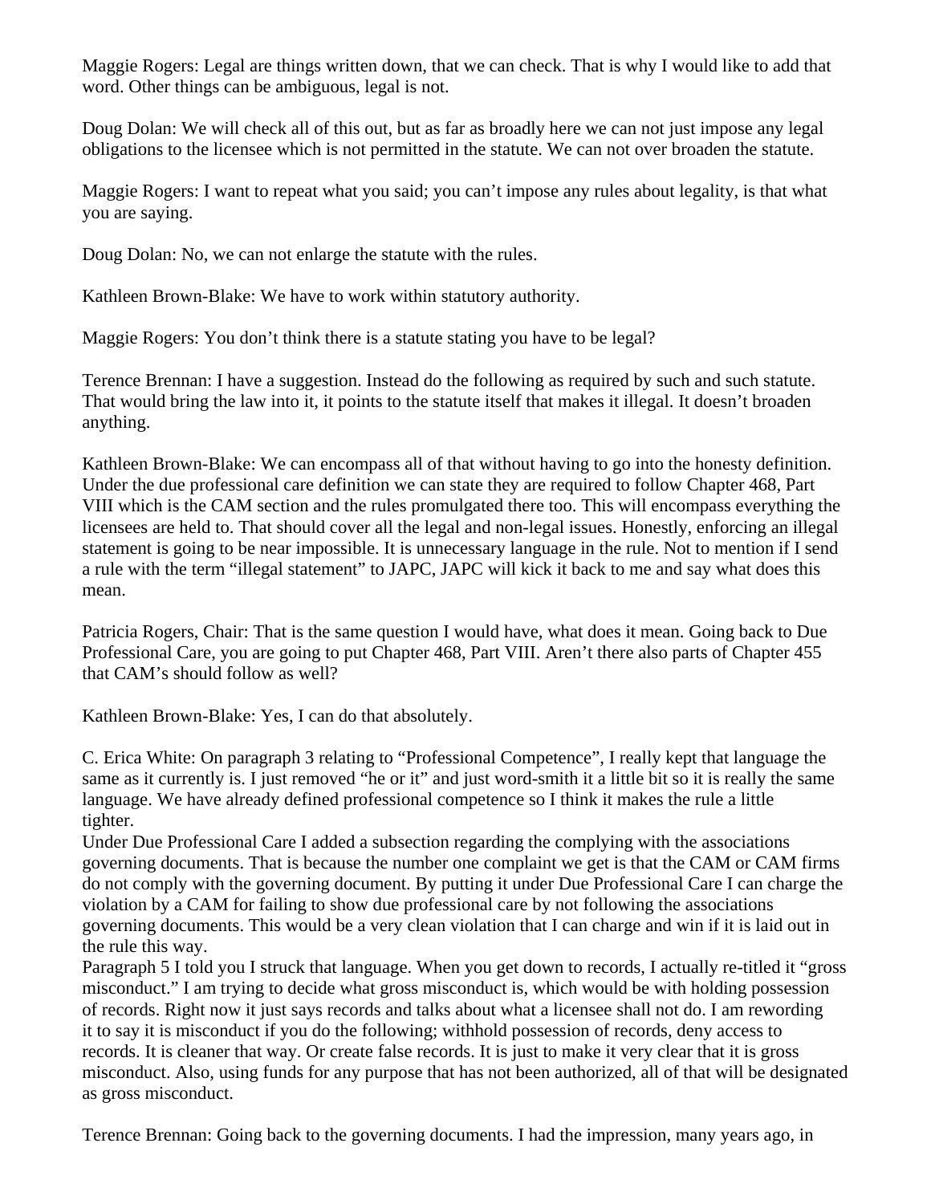Maggie Rogers: Legal are things written down, that we can check. That is why I would like to add that word. Other things can be ambiguous, legal is not.

Doug Dolan: We will check all of this out, but as far as broadly here we can not just impose any legal obligations to the licensee which is not permitted in the statute. We can not over broaden the statute.

Maggie Rogers: I want to repeat what you said; you can't impose any rules about legality, is that what you are saying.

Doug Dolan: No, we can not enlarge the statute with the rules.

Kathleen Brown-Blake: We have to work within statutory authority.

Maggie Rogers: You don't think there is a statute stating you have to be legal?

Terence Brennan: I have a suggestion. Instead do the following as required by such and such statute. That would bring the law into it, it points to the statute itself that makes it illegal. It doesn't broaden anything.

Kathleen Brown-Blake: We can encompass all of that without having to go into the honesty definition. Under the due professional care definition we can state they are required to follow Chapter 468, Part VIII which is the CAM section and the rules promulgated there too. This will encompass everything the licensees are held to. That should cover all the legal and non-legal issues. Honestly, enforcing an illegal statement is going to be near impossible. It is unnecessary language in the rule. Not to mention if I send a rule with the term "illegal statement" to JAPC, JAPC will kick it back to me and say what does this mean.

Patricia Rogers, Chair: That is the same question I would have, what does it mean. Going back to Due Professional Care, you are going to put Chapter 468, Part VIII. Aren't there also parts of Chapter 455 that CAM's should follow as well?

Kathleen Brown-Blake: Yes, I can do that absolutely.

C. Erica White: On paragraph 3 relating to "Professional Competence", I really kept that language the same as it currently is. I just removed "he or it" and just word-smith it a little bit so it is really the same language. We have already defined professional competence so I think it makes the rule a little tighter.
Under Due Professional Care I added a subsection regarding the complying with the associations governing documents. That is because the number one complaint we get is that the CAM or CAM firms do not comply with the governing document. By putting it under Due Professional Care I can charge the violation by a CAM for failing to show due professional care by not following the associations governing documents. This would be a very clean violation that I can charge and win if it is laid out in the rule this way.
Paragraph 5 I told you I struck that language. When you get down to records, I actually re-titled it "gross misconduct." I am trying to decide what gross misconduct is, which would be with holding possession of records. Right now it just says records and talks about what a licensee shall not do. I am rewording it to say it is misconduct if you do the following; withhold possession of records, deny access to records. It is cleaner that way. Or create false records. It is just to make it very clear that it is gross misconduct. Also, using funds for any purpose that has not been authorized, all of that will be designated as gross misconduct.

Terence Brennan: Going back to the governing documents. I had the impression, many years ago, in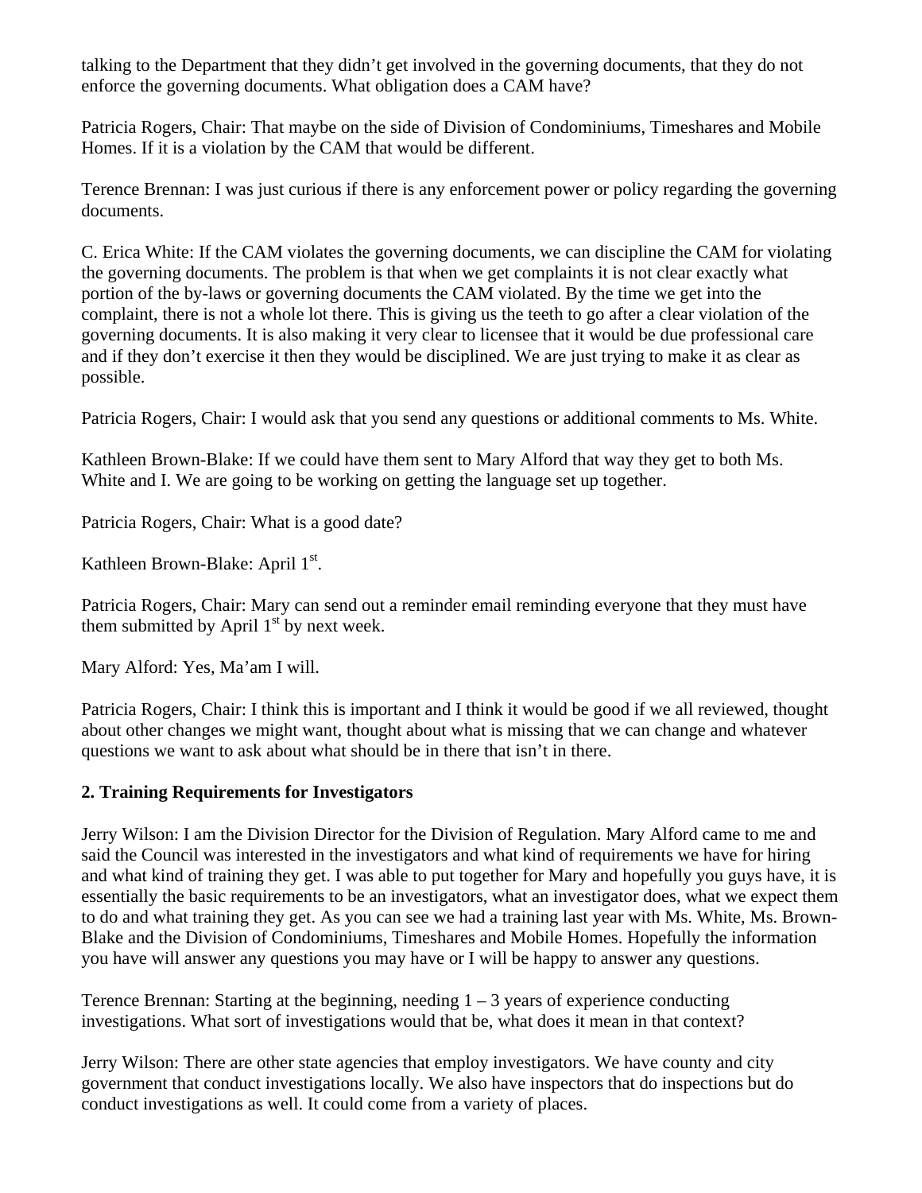talking to the Department that they didn't get involved in the governing documents, that they do not enforce the governing documents. What obligation does a CAM have?

Patricia Rogers, Chair: That maybe on the side of Division of Condominiums, Timeshares and Mobile Homes. If it is a violation by the CAM that would be different.

Terence Brennan: I was just curious if there is any enforcement power or policy regarding the governing documents.

C. Erica White: If the CAM violates the governing documents, we can discipline the CAM for violating the governing documents. The problem is that when we get complaints it is not clear exactly what portion of the by-laws or governing documents the CAM violated. By the time we get into the complaint, there is not a whole lot there. This is giving us the teeth to go after a clear violation of the governing documents. It is also making it very clear to licensee that it would be due professional care and if they don't exercise it then they would be disciplined. We are just trying to make it as clear as possible.

Patricia Rogers, Chair: I would ask that you send any questions or additional comments to Ms. White.

Kathleen Brown-Blake: If we could have them sent to Mary Alford that way they get to both Ms. White and I. We are going to be working on getting the language set up together.

Patricia Rogers, Chair: What is a good date?

Kathleen Brown-Blake: April 1st.

Patricia Rogers, Chair: Mary can send out a reminder email reminding everyone that they must have them submitted by April 1st by next week.

Mary Alford: Yes, Ma'am I will.

Patricia Rogers, Chair: I think this is important and I think it would be good if we all reviewed, thought about other changes we might want, thought about what is missing that we can change and whatever questions we want to ask about what should be in there that isn't in there.

**2. Training Requirements for Investigators**

Jerry Wilson: I am the Division Director for the Division of Regulation. Mary Alford came to me and said the Council was interested in the investigators and what kind of requirements we have for hiring and what kind of training they get. I was able to put together for Mary and hopefully you guys have, it is essentially the basic requirements to be an investigators, what an investigator does, what we expect them to do and what training they get. As you can see we had a training last year with Ms. White, Ms. Brown-Blake and the Division of Condominiums, Timeshares and Mobile Homes. Hopefully the information you have will answer any questions you may have or I will be happy to answer any questions.

Terence Brennan: Starting at the beginning, needing 1 – 3 years of experience conducting investigations. What sort of investigations would that be, what does it mean in that context?

Jerry Wilson: There are other state agencies that employ investigators. We have county and city government that conduct investigations locally. We also have inspectors that do inspections but do conduct investigations as well. It could come from a variety of places.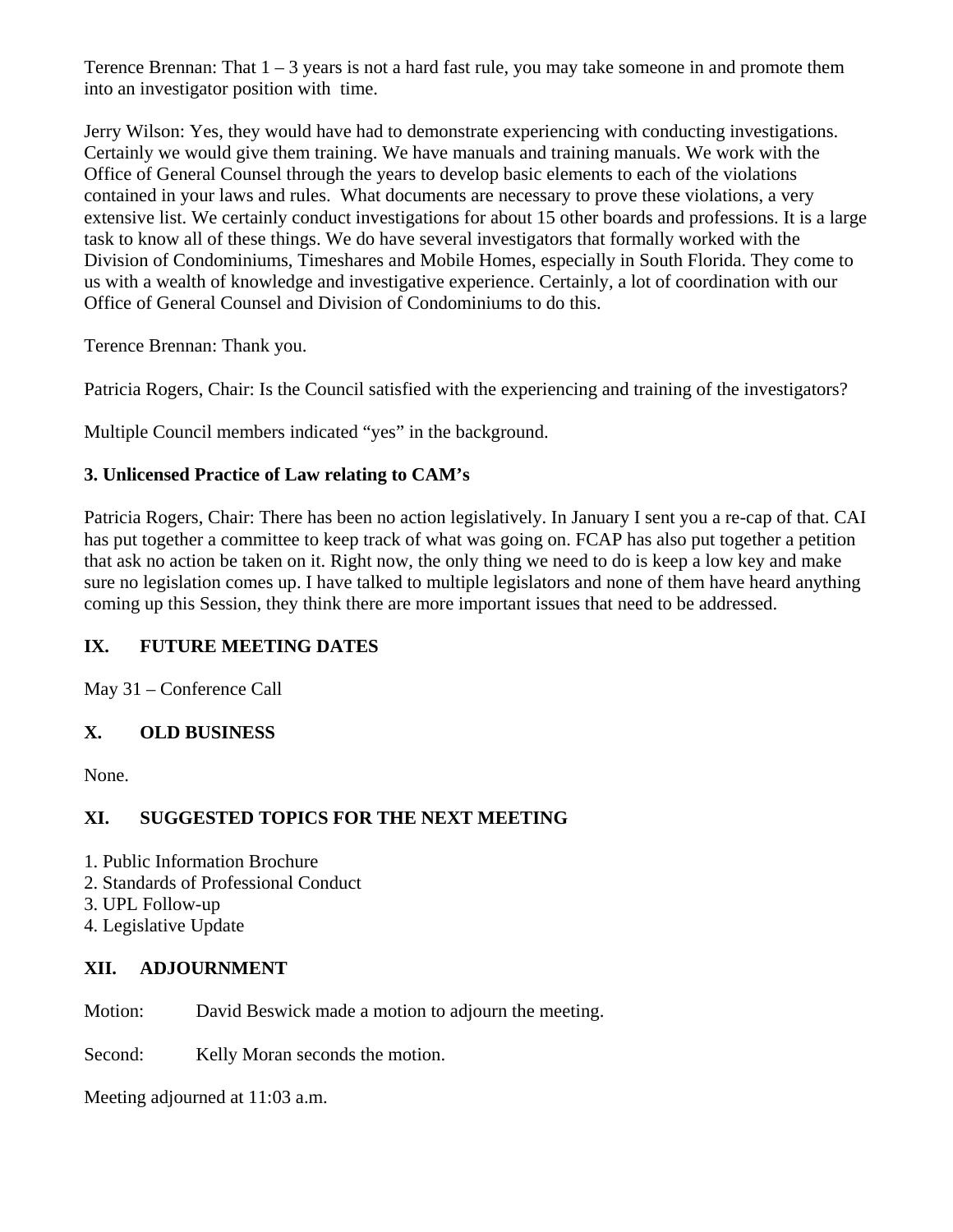Terence Brennan: That 1 – 3 years is not a hard fast rule, you may take someone in and promote them into an investigator position with time.

Jerry Wilson: Yes, they would have had to demonstrate experiencing with conducting investigations. Certainly we would give them training. We have manuals and training manuals. We work with the Office of General Counsel through the years to develop basic elements to each of the violations contained in your laws and rules. What documents are necessary to prove these violations, a very extensive list. We certainly conduct investigations for about 15 other boards and professions. It is a large task to know all of these things. We do have several investigators that formally worked with the Division of Condominiums, Timeshares and Mobile Homes, especially in South Florida. They come to us with a wealth of knowledge and investigative experience. Certainly, a lot of coordination with our Office of General Counsel and Division of Condominiums to do this.

Terence Brennan: Thank you.

Patricia Rogers, Chair: Is the Council satisfied with the experiencing and training of the investigators?

Multiple Council members indicated "yes" in the background.

**3. Unlicensed Practice of Law relating to CAM's**

Patricia Rogers, Chair: There has been no action legislatively. In January I sent you a re-cap of that. CAI has put together a committee to keep track of what was going on. FCAP has also put together a petition that ask no action be taken on it. Right now, the only thing we need to do is keep a low key and make sure no legislation comes up. I have talked to multiple legislators and none of them have heard anything coming up this Session, they think there are more important issues that need to be addressed.

## IX. FUTURE MEETING DATES

May 31 – Conference Call

## X. OLD BUSINESS

None.

## XI. SUGGESTED TOPICS FOR THE NEXT MEETING

1. Public Information Brochure
2. Standards of Professional Conduct
3. UPL Follow-up
4. Legislative Update

## XII. ADJOURNMENT

Motion: David Beswick made a motion to adjourn the meeting.

Second: Kelly Moran seconds the motion.

Meeting adjourned at 11:03 a.m.